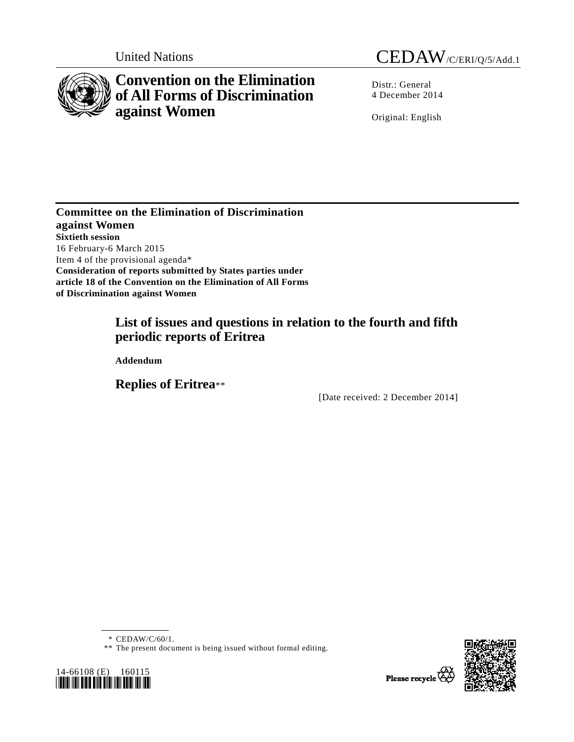United Nations CEDAW/C/ERI/Q/5/Add.1

# Convention on the Elimination of All Forms of Discrimination against Women

Distr.: General
4 December 2014

Original: English

**Committee on the Elimination of Discrimination against Women**
**Sixtieth session**
16 February-6 March 2015
Item 4 of the provisional agenda*
**Consideration of reports submitted by States parties under article 18 of the Convention on the Elimination of All Forms of Discrimination against Women**

## List of issues and questions in relation to the fourth and fifth periodic reports of Eritrea

**Addendum**

## Replies of Eritrea**

[Date received: 2 December 2014]

\* CEDAW/C/60/1.

\** The present document is being issued without formal editing.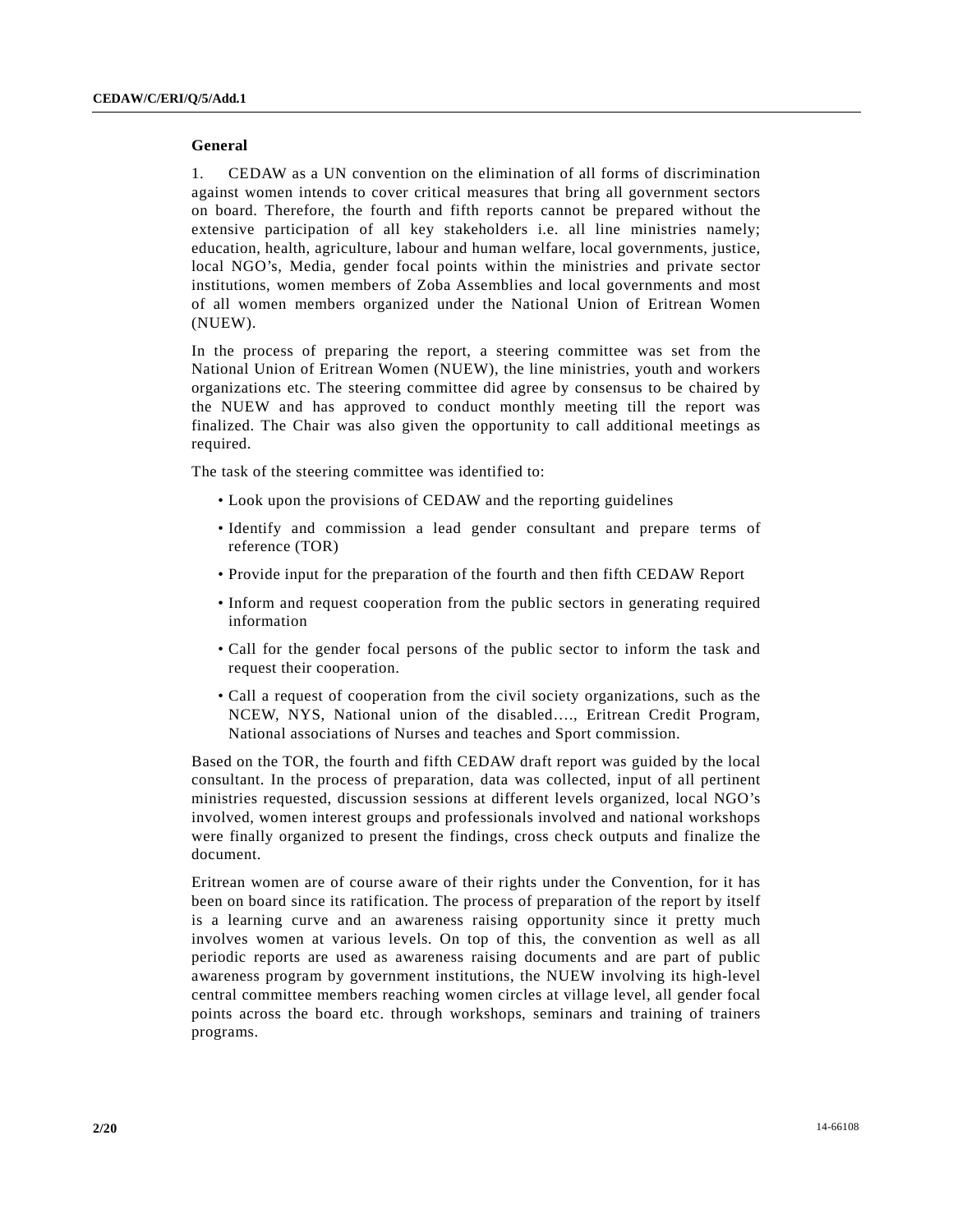## General

1. CEDAW as a UN convention on the elimination of all forms of discrimination against women intends to cover critical measures that bring all government sectors on board. Therefore, the fourth and fifth reports cannot be prepared without the extensive participation of all key stakeholders i.e. all line ministries namely; education, health, agriculture, labour and human welfare, local governments, justice, local NGO's, Media, gender focal points within the ministries and private sector institutions, women members of Zoba Assemblies and local governments and most of all women members organized under the National Union of Eritrean Women (NUEW).

In the process of preparing the report, a steering committee was set from the National Union of Eritrean Women (NUEW), the line ministries, youth and workers organizations etc. The steering committee did agree by consensus to be chaired by the NUEW and has approved to conduct monthly meeting till the report was finalized. The Chair was also given the opportunity to call additional meetings as required.

The task of the steering committee was identified to:

- Look upon the provisions of CEDAW and the reporting guidelines
- Identify and commission a lead gender consultant and prepare terms of reference (TOR)
- Provide input for the preparation of the fourth and then fifth CEDAW Report
- Inform and request cooperation from the public sectors in generating required information
- Call for the gender focal persons of the public sector to inform the task and request their cooperation.
- Call a request of cooperation from the civil society organizations, such as the NCEW, NYS, National union of the disabled…., Eritrean Credit Program, National associations of Nurses and teaches and Sport commission.

Based on the TOR, the fourth and fifth CEDAW draft report was guided by the local consultant. In the process of preparation, data was collected, input of all pertinent ministries requested, discussion sessions at different levels organized, local NGO's involved, women interest groups and professionals involved and national workshops were finally organized to present the findings, cross check outputs and finalize the document.

Eritrean women are of course aware of their rights under the Convention, for it has been on board since its ratification. The process of preparation of the report by itself is a learning curve and an awareness raising opportunity since it pretty much involves women at various levels. On top of this, the convention as well as all periodic reports are used as awareness raising documents and are part of public awareness program by government institutions, the NUEW involving its high-level central committee members reaching women circles at village level, all gender focal points across the board etc. through workshops, seminars and training of trainers programs.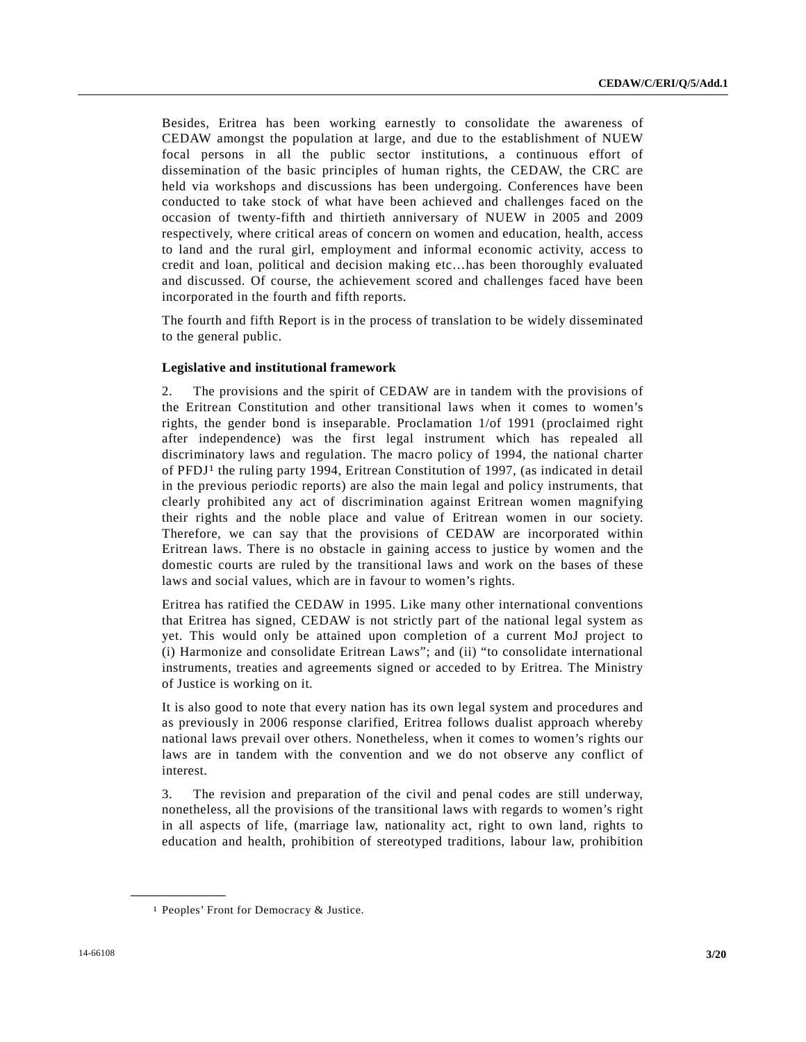Besides, Eritrea has been working earnestly to consolidate the awareness of CEDAW amongst the population at large, and due to the establishment of NUEW focal persons in all the public sector institutions, a continuous effort of dissemination of the basic principles of human rights, the CEDAW, the CRC are held via workshops and discussions has been undergoing. Conferences have been conducted to take stock of what have been achieved and challenges faced on the occasion of twenty-fifth and thirtieth anniversary of NUEW in 2005 and 2009 respectively, where critical areas of concern on women and education, health, access to land and the rural girl, employment and informal economic activity, access to credit and loan, political and decision making etc…has been thoroughly evaluated and discussed. Of course, the achievement scored and challenges faced have been incorporated in the fourth and fifth reports.

The fourth and fifth Report is in the process of translation to be widely disseminated to the general public.

**Legislative and institutional framework**

2. The provisions and the spirit of CEDAW are in tandem with the provisions of the Eritrean Constitution and other transitional laws when it comes to women's rights, the gender bond is inseparable. Proclamation 1/of 1991 (proclaimed right after independence) was the first legal instrument which has repealed all discriminatory laws and regulation. The macro policy of 1994, the national charter of PFDJ[1] the ruling party 1994, Eritrean Constitution of 1997, (as indicated in detail in the previous periodic reports) are also the main legal and policy instruments, that clearly prohibited any act of discrimination against Eritrean women magnifying their rights and the noble place and value of Eritrean women in our society. Therefore, we can say that the provisions of CEDAW are incorporated within Eritrean laws. There is no obstacle in gaining access to justice by women and the domestic courts are ruled by the transitional laws and work on the bases of these laws and social values, which are in favour to women's rights.

Eritrea has ratified the CEDAW in 1995. Like many other international conventions that Eritrea has signed, CEDAW is not strictly part of the national legal system as yet. This would only be attained upon completion of a current MoJ project to (i) Harmonize and consolidate Eritrean Laws"; and (ii) "to consolidate international instruments, treaties and agreements signed or acceded to by Eritrea. The Ministry of Justice is working on it.

It is also good to note that every nation has its own legal system and procedures and as previously in 2006 response clarified, Eritrea follows dualist approach whereby national laws prevail over others. Nonetheless, when it comes to women's rights our laws are in tandem with the convention and we do not observe any conflict of interest.

3. The revision and preparation of the civil and penal codes are still underway, nonetheless, all the provisions of the transitional laws with regards to women's right in all aspects of life, (marriage law, nationality act, right to own land, rights to education and health, prohibition of stereotyped traditions, labour law, prohibition

---

[1] Peoples' Front for Democracy & Justice.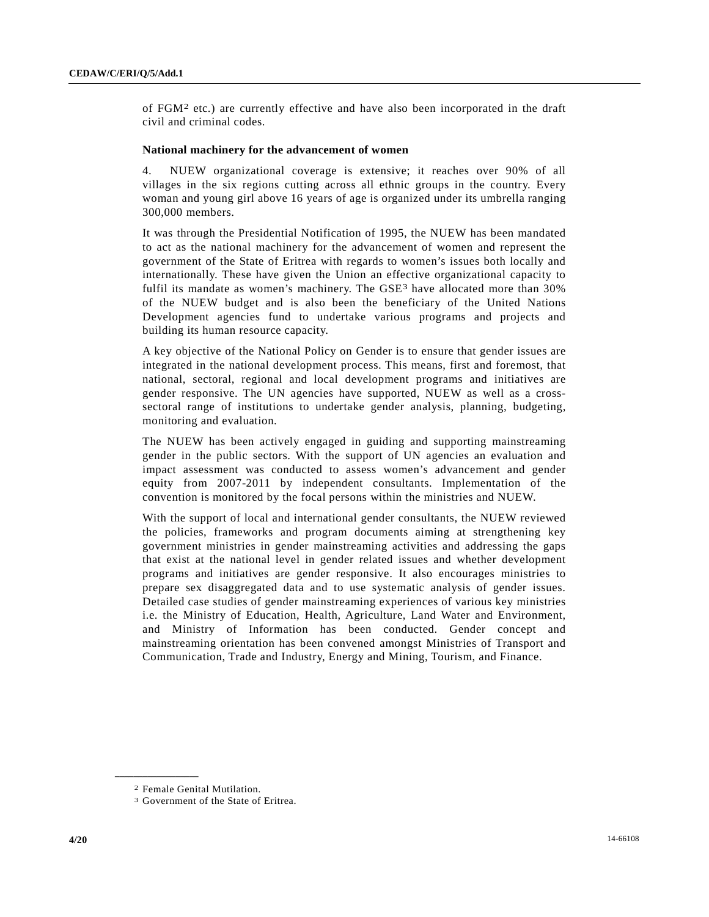of FGM[2] etc.) are currently effective and have also been incorporated in the draft civil and criminal codes.

**National machinery for the advancement of women**

4. NUEW organizational coverage is extensive; it reaches over 90% of all villages in the six regions cutting across all ethnic groups in the country. Every woman and young girl above 16 years of age is organized under its umbrella ranging 300,000 members.

It was through the Presidential Notification of 1995, the NUEW has been mandated to act as the national machinery for the advancement of women and represent the government of the State of Eritrea with regards to women's issues both locally and internationally. These have given the Union an effective organizational capacity to fulfil its mandate as women's machinery. The GSE[3] have allocated more than 30% of the NUEW budget and is also been the beneficiary of the United Nations Development agencies fund to undertake various programs and projects and building its human resource capacity.

A key objective of the National Policy on Gender is to ensure that gender issues are integrated in the national development process. This means, first and foremost, that national, sectoral, regional and local development programs and initiatives are gender responsive. The UN agencies have supported, NUEW as well as a cross-sectoral range of institutions to undertake gender analysis, planning, budgeting, monitoring and evaluation.

The NUEW has been actively engaged in guiding and supporting mainstreaming gender in the public sectors. With the support of UN agencies an evaluation and impact assessment was conducted to assess women's advancement and gender equity from 2007-2011 by independent consultants. Implementation of the convention is monitored by the focal persons within the ministries and NUEW.

With the support of local and international gender consultants, the NUEW reviewed the policies, frameworks and program documents aiming at strengthening key government ministries in gender mainstreaming activities and addressing the gaps that exist at the national level in gender related issues and whether development programs and initiatives are gender responsive. It also encourages ministries to prepare sex disaggregated data and to use systematic analysis of gender issues. Detailed case studies of gender mainstreaming experiences of various key ministries i.e. the Ministry of Education, Health, Agriculture, Land Water and Environment, and Ministry of Information has been conducted. Gender concept and mainstreaming orientation has been convened amongst Ministries of Transport and Communication, Trade and Industry, Energy and Mining, Tourism, and Finance.

---

[2] Female Genital Mutilation.

[3] Government of the State of Eritrea.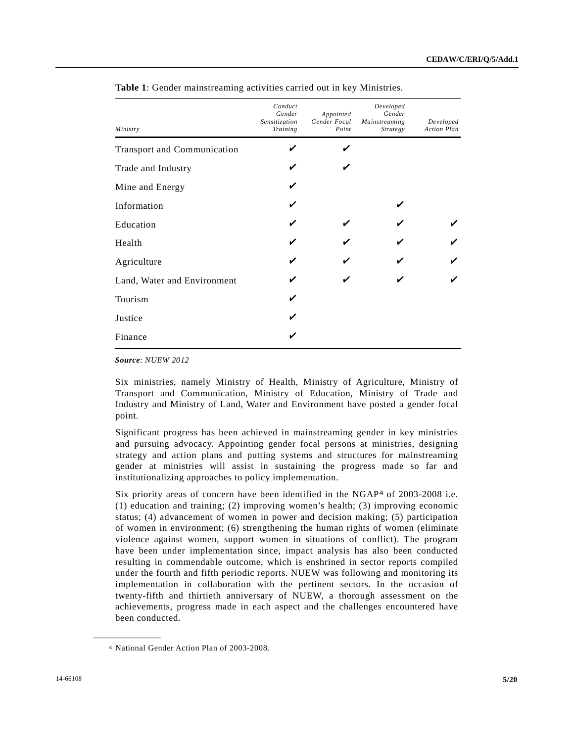**Table 1**: Gender mainstreaming activities carried out in key Ministries.

| *Ministry* | *Conduct Gender Sensitization Training* | *Appointed Gender Focal Point* | *Developed Gender Mainstreaming Strategy* | *Developed Action Plan* |
|---|---|---|---|---|
| Transport and Communication | ✔ | ✔ | | |
| Trade and Industry | ✔ | ✔ | | |
| Mine and Energy | ✔ | | | |
| Information | ✔ | | ✔ | |
| Education | ✔ | ✔ | ✔ | ✔ |
| Health | ✔ | ✔ | ✔ | ✔ |
| Agriculture | ✔ | ✔ | ✔ | ✔ |
| Land, Water and Environment | ✔ | ✔ | ✔ | ✔ |
| Tourism | ✔ | | | |
| Justice | ✔ | | | |
| Finance | ✔ | | | |

***Source***: *NUEW 2012*

Six ministries, namely Ministry of Health, Ministry of Agriculture, Ministry of Transport and Communication, Ministry of Education, Ministry of Trade and Industry and Ministry of Land, Water and Environment have posted a gender focal point.

Significant progress has been achieved in mainstreaming gender in key ministries and pursuing advocacy. Appointing gender focal persons at ministries, designing strategy and action plans and putting systems and structures for mainstreaming gender at ministries will assist in sustaining the progress made so far and institutionalizing approaches to policy implementation.

Six priority areas of concern have been identified in the NGAP[4] of 2003-2008 i.e. (1) education and training; (2) improving women's health; (3) improving economic status; (4) advancement of women in power and decision making; (5) participation of women in environment; (6) strengthening the human rights of women (eliminate violence against women, support women in situations of conflict). The program have been under implementation since, impact analysis has also been conducted resulting in commendable outcome, which is enshrined in sector reports compiled under the fourth and fifth periodic reports. NUEW was following and monitoring its implementation in collaboration with the pertinent sectors. In the occasion of twenty-fifth and thirtieth anniversary of NUEW, a thorough assessment on the achievements, progress made in each aspect and the challenges encountered have been conducted.

[4] National Gender Action Plan of 2003-2008.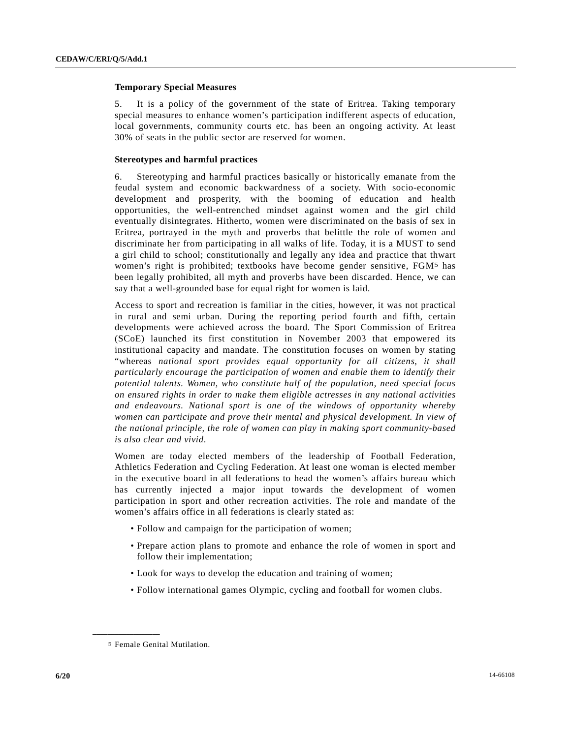### Temporary Special Measures

5. It is a policy of the government of the state of Eritrea. Taking temporary special measures to enhance women's participation indifferent aspects of education, local governments, community courts etc. has been an ongoing activity. At least 30% of seats in the public sector are reserved for women.

### Stereotypes and harmful practices

6. Stereotyping and harmful practices basically or historically emanate from the feudal system and economic backwardness of a society. With socio-economic development and prosperity, with the booming of education and health opportunities, the well-entrenched mindset against women and the girl child eventually disintegrates. Hitherto, women were discriminated on the basis of sex in Eritrea, portrayed in the myth and proverbs that belittle the role of women and discriminate her from participating in all walks of life. Today, it is a MUST to send a girl child to school; constitutionally and legally any idea and practice that thwart women's right is prohibited; textbooks have become gender sensitive, FGM[5] has been legally prohibited, all myth and proverbs have been discarded. Hence, we can say that a well-grounded base for equal right for women is laid.

Access to sport and recreation is familiar in the cities, however, it was not practical in rural and semi urban. During the reporting period fourth and fifth, certain developments were achieved across the board. The Sport Commission of Eritrea (SCoE) launched its first constitution in November 2003 that empowered its institutional capacity and mandate. The constitution focuses on women by stating "whereas *national sport provides equal opportunity for all citizens, it shall particularly encourage the participation of women and enable them to identify their potential talents. Women, who constitute half of the population, need special focus on ensured rights in order to make them eligible actresses in any national activities and endeavours. National sport is one of the windows of opportunity whereby women can participate and prove their mental and physical development. In view of the national principle, the role of women can play in making sport community-based is also clear and vivid*.

Women are today elected members of the leadership of Football Federation, Athletics Federation and Cycling Federation. At least one woman is elected member in the executive board in all federations to head the women's affairs bureau which has currently injected a major input towards the development of women participation in sport and other recreation activities. The role and mandate of the women's affairs office in all federations is clearly stated as:

- Follow and campaign for the participation of women;
- Prepare action plans to promote and enhance the role of women in sport and follow their implementation;
- Look for ways to develop the education and training of women;
- Follow international games Olympic, cycling and football for women clubs.

---

[5] Female Genital Mutilation.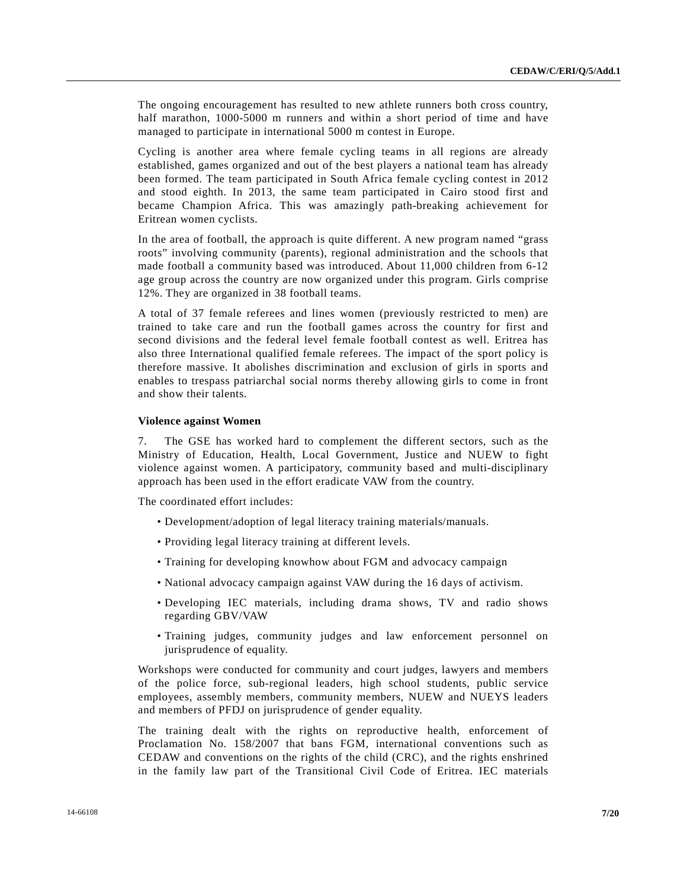The ongoing encouragement has resulted to new athlete runners both cross country, half marathon, 1000-5000 m runners and within a short period of time and have managed to participate in international 5000 m contest in Europe.

Cycling is another area where female cycling teams in all regions are already established, games organized and out of the best players a national team has already been formed. The team participated in South Africa female cycling contest in 2012 and stood eighth. In 2013, the same team participated in Cairo stood first and became Champion Africa. This was amazingly path-breaking achievement for Eritrean women cyclists.

In the area of football, the approach is quite different. A new program named "grass roots" involving community (parents), regional administration and the schools that made football a community based was introduced. About 11,000 children from 6-12 age group across the country are now organized under this program. Girls comprise 12%. They are organized in 38 football teams.

A total of 37 female referees and lines women (previously restricted to men) are trained to take care and run the football games across the country for first and second divisions and the federal level female football contest as well. Eritrea has also three International qualified female referees. The impact of the sport policy is therefore massive. It abolishes discrimination and exclusion of girls in sports and enables to trespass patriarchal social norms thereby allowing girls to come in front and show their talents.

**Violence against Women**

7. The GSE has worked hard to complement the different sectors, such as the Ministry of Education, Health, Local Government, Justice and NUEW to fight violence against women. A participatory, community based and multi-disciplinary approach has been used in the effort eradicate VAW from the country.

The coordinated effort includes:

- Development/adoption of legal literacy training materials/manuals.
- Providing legal literacy training at different levels.
- Training for developing knowhow about FGM and advocacy campaign
- National advocacy campaign against VAW during the 16 days of activism.
- Developing IEC materials, including drama shows, TV and radio shows regarding GBV/VAW
- Training judges, community judges and law enforcement personnel on jurisprudence of equality.

Workshops were conducted for community and court judges, lawyers and members of the police force, sub-regional leaders, high school students, public service employees, assembly members, community members, NUEW and NUEYS leaders and members of PFDJ on jurisprudence of gender equality.

The training dealt with the rights on reproductive health, enforcement of Proclamation No. 158/2007 that bans FGM, international conventions such as CEDAW and conventions on the rights of the child (CRC), and the rights enshrined in the family law part of the Transitional Civil Code of Eritrea. IEC materials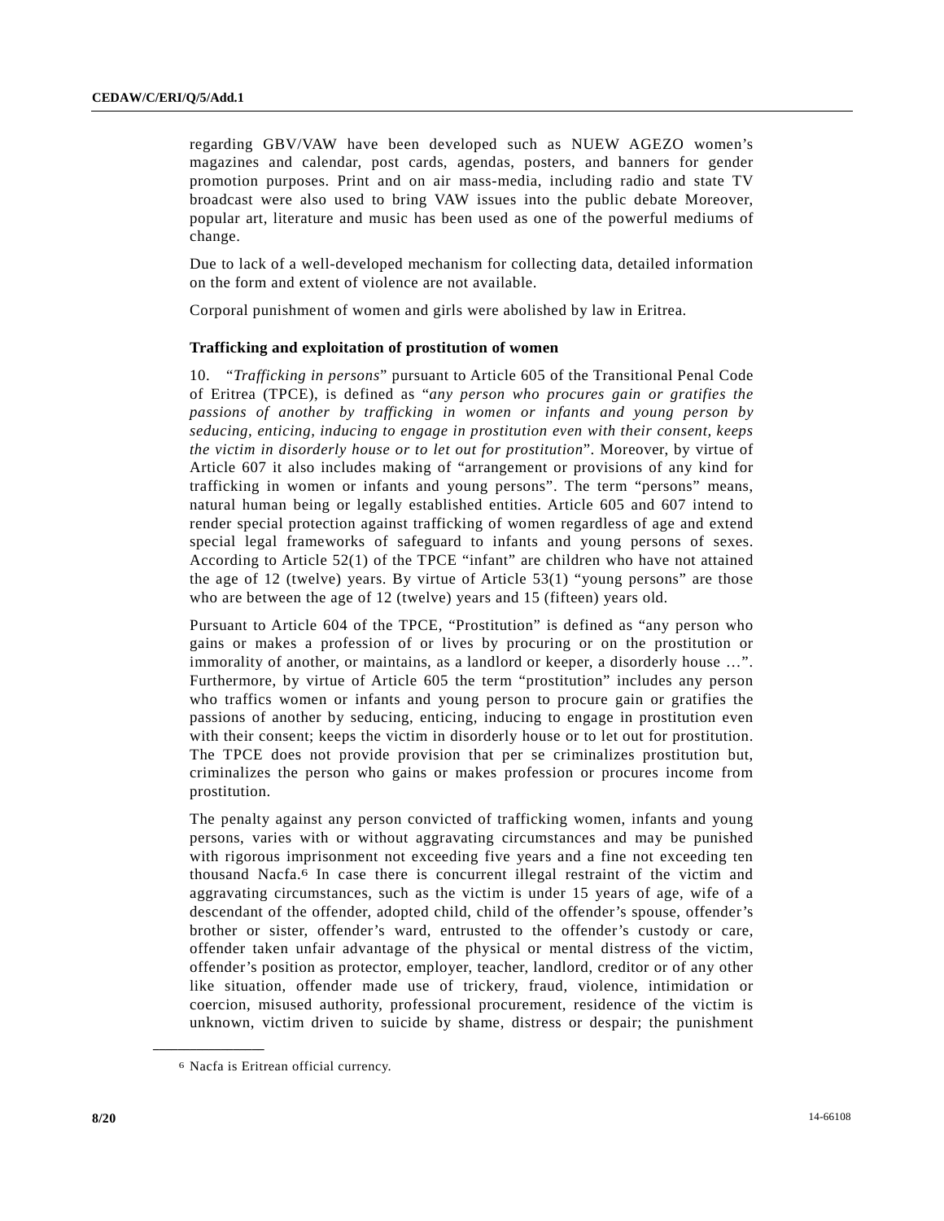regarding GBV/VAW have been developed such as NUEW AGEZO women's magazines and calendar, post cards, agendas, posters, and banners for gender promotion purposes. Print and on air mass-media, including radio and state TV broadcast were also used to bring VAW issues into the public debate Moreover, popular art, literature and music has been used as one of the powerful mediums of change.

Due to lack of a well-developed mechanism for collecting data, detailed information on the form and extent of violence are not available.

Corporal punishment of women and girls were abolished by law in Eritrea.

**Trafficking and exploitation of prostitution of women**

10. "*Trafficking in persons*" pursuant to Article 605 of the Transitional Penal Code of Eritrea (TPCE), is defined as "*any person who procures gain or gratifies the passions of another by trafficking in women or infants and young person by seducing, enticing, inducing to engage in prostitution even with their consent, keeps the victim in disorderly house or to let out for prostitution*". Moreover, by virtue of Article 607 it also includes making of "arrangement or provisions of any kind for trafficking in women or infants and young persons". The term "persons" means, natural human being or legally established entities. Article 605 and 607 intend to render special protection against trafficking of women regardless of age and extend special legal frameworks of safeguard to infants and young persons of sexes. According to Article 52(1) of the TPCE "infant" are children who have not attained the age of 12 (twelve) years. By virtue of Article 53(1) "young persons" are those who are between the age of 12 (twelve) years and 15 (fifteen) years old.

Pursuant to Article 604 of the TPCE, "Prostitution" is defined as "any person who gains or makes a profession of or lives by procuring or on the prostitution or immorality of another, or maintains, as a landlord or keeper, a disorderly house …". Furthermore, by virtue of Article 605 the term "prostitution" includes any person who traffics women or infants and young person to procure gain or gratifies the passions of another by seducing, enticing, inducing to engage in prostitution even with their consent; keeps the victim in disorderly house or to let out for prostitution. The TPCE does not provide provision that per se criminalizes prostitution but, criminalizes the person who gains or makes profession or procures income from prostitution.

The penalty against any person convicted of trafficking women, infants and young persons, varies with or without aggravating circumstances and may be punished with rigorous imprisonment not exceeding five years and a fine not exceeding ten thousand Nacfa.[6] In case there is concurrent illegal restraint of the victim and aggravating circumstances, such as the victim is under 15 years of age, wife of a descendant of the offender, adopted child, child of the offender's spouse, offender's brother or sister, offender's ward, entrusted to the offender's custody or care, offender taken unfair advantage of the physical or mental distress of the victim, offender's position as protector, employer, teacher, landlord, creditor or of any other like situation, offender made use of trickery, fraud, violence, intimidation or coercion, misused authority, professional procurement, residence of the victim is unknown, victim driven to suicide by shame, distress or despair; the punishment

[6] Nacfa is Eritrean official currency.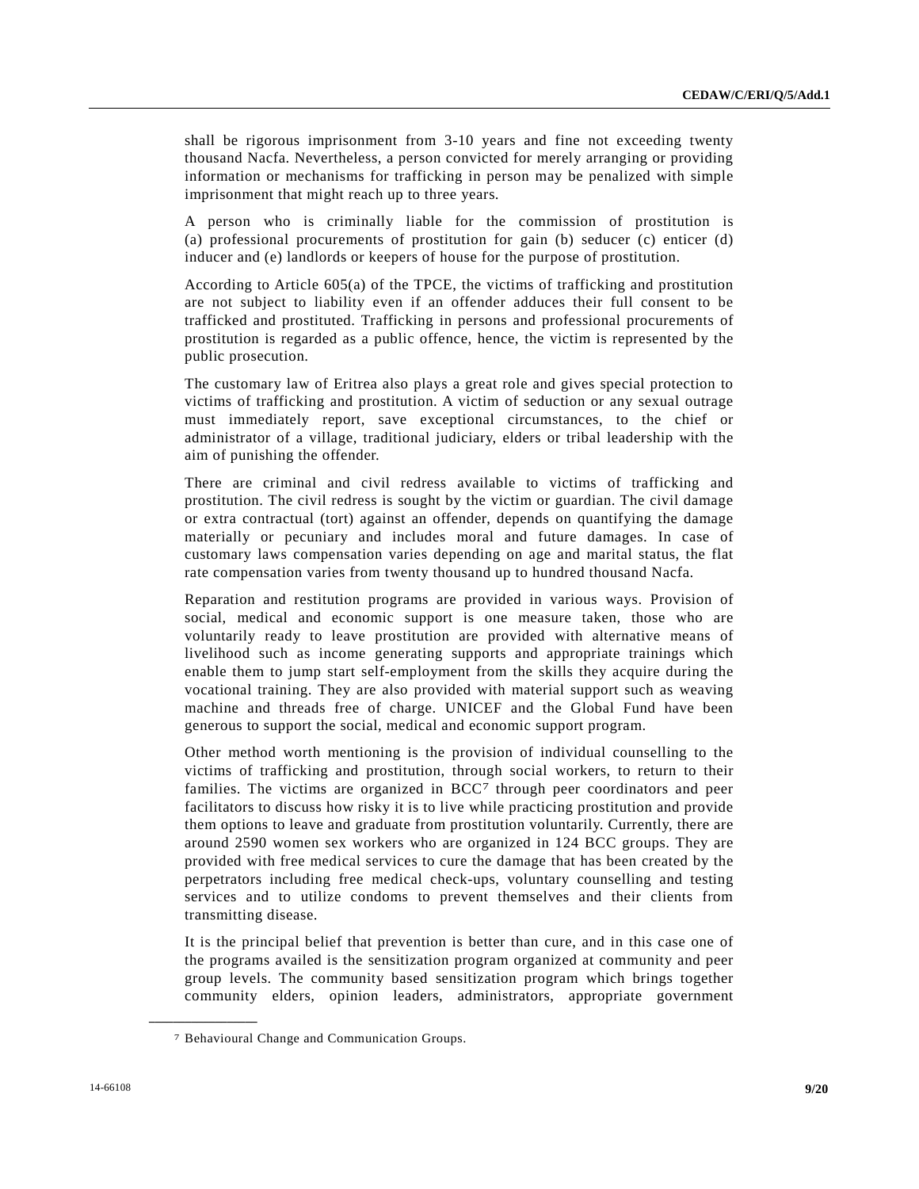shall be rigorous imprisonment from 3-10 years and fine not exceeding twenty thousand Nacfa. Nevertheless, a person convicted for merely arranging or providing information or mechanisms for trafficking in person may be penalized with simple imprisonment that might reach up to three years.

A person who is criminally liable for the commission of prostitution is (a) professional procurements of prostitution for gain (b) seducer (c) enticer (d) inducer and (e) landlords or keepers of house for the purpose of prostitution.

According to Article 605(a) of the TPCE, the victims of trafficking and prostitution are not subject to liability even if an offender adduces their full consent to be trafficked and prostituted. Trafficking in persons and professional procurements of prostitution is regarded as a public offence, hence, the victim is represented by the public prosecution.

The customary law of Eritrea also plays a great role and gives special protection to victims of trafficking and prostitution. A victim of seduction or any sexual outrage must immediately report, save exceptional circumstances, to the chief or administrator of a village, traditional judiciary, elders or tribal leadership with the aim of punishing the offender.

There are criminal and civil redress available to victims of trafficking and prostitution. The civil redress is sought by the victim or guardian. The civil damage or extra contractual (tort) against an offender, depends on quantifying the damage materially or pecuniary and includes moral and future damages. In case of customary laws compensation varies depending on age and marital status, the flat rate compensation varies from twenty thousand up to hundred thousand Nacfa.

Reparation and restitution programs are provided in various ways. Provision of social, medical and economic support is one measure taken, those who are voluntarily ready to leave prostitution are provided with alternative means of livelihood such as income generating supports and appropriate trainings which enable them to jump start self-employment from the skills they acquire during the vocational training. They are also provided with material support such as weaving machine and threads free of charge. UNICEF and the Global Fund have been generous to support the social, medical and economic support program.

Other method worth mentioning is the provision of individual counselling to the victims of trafficking and prostitution, through social workers, to return to their families. The victims are organized in BCC[7] through peer coordinators and peer facilitators to discuss how risky it is to live while practicing prostitution and provide them options to leave and graduate from prostitution voluntarily. Currently, there are around 2590 women sex workers who are organized in 124 BCC groups. They are provided with free medical services to cure the damage that has been created by the perpetrators including free medical check-ups, voluntary counselling and testing services and to utilize condoms to prevent themselves and their clients from transmitting disease.

It is the principal belief that prevention is better than cure, and in this case one of the programs availed is the sensitization program organized at community and peer group levels. The community based sensitization program which brings together community elders, opinion leaders, administrators, appropriate government

[7] Behavioural Change and Communication Groups.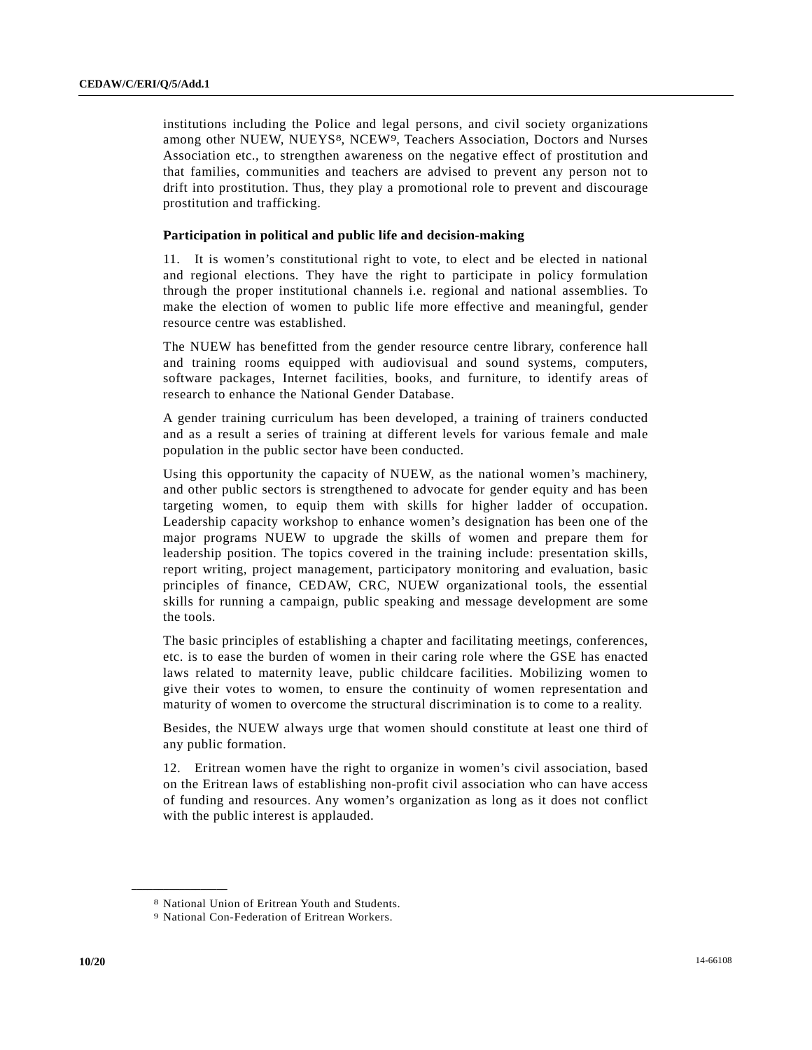institutions including the Police and legal persons, and civil society organizations among other NUEW, NUEYS[8], NCEW[9], Teachers Association, Doctors and Nurses Association etc., to strengthen awareness on the negative effect of prostitution and that families, communities and teachers are advised to prevent any person not to drift into prostitution. Thus, they play a promotional role to prevent and discourage prostitution and trafficking.

**Participation in political and public life and decision-making**

11. It is women's constitutional right to vote, to elect and be elected in national and regional elections. They have the right to participate in policy formulation through the proper institutional channels i.e. regional and national assemblies. To make the election of women to public life more effective and meaningful, gender resource centre was established.

The NUEW has benefitted from the gender resource centre library, conference hall and training rooms equipped with audiovisual and sound systems, computers, software packages, Internet facilities, books, and furniture, to identify areas of research to enhance the National Gender Database.

A gender training curriculum has been developed, a training of trainers conducted and as a result a series of training at different levels for various female and male population in the public sector have been conducted.

Using this opportunity the capacity of NUEW, as the national women's machinery, and other public sectors is strengthened to advocate for gender equity and has been targeting women, to equip them with skills for higher ladder of occupation. Leadership capacity workshop to enhance women's designation has been one of the major programs NUEW to upgrade the skills of women and prepare them for leadership position. The topics covered in the training include: presentation skills, report writing, project management, participatory monitoring and evaluation, basic principles of finance, CEDAW, CRC, NUEW organizational tools, the essential skills for running a campaign, public speaking and message development are some the tools.

The basic principles of establishing a chapter and facilitating meetings, conferences, etc. is to ease the burden of women in their caring role where the GSE has enacted laws related to maternity leave, public childcare facilities. Mobilizing women to give their votes to women, to ensure the continuity of women representation and maturity of women to overcome the structural discrimination is to come to a reality.

Besides, the NUEW always urge that women should constitute at least one third of any public formation.

12. Eritrean women have the right to organize in women's civil association, based on the Eritrean laws of establishing non-profit civil association who can have access of funding and resources. Any women's organization as long as it does not conflict with the public interest is applauded.

---

[8] National Union of Eritrean Youth and Students.

[9] National Con-Federation of Eritrean Workers.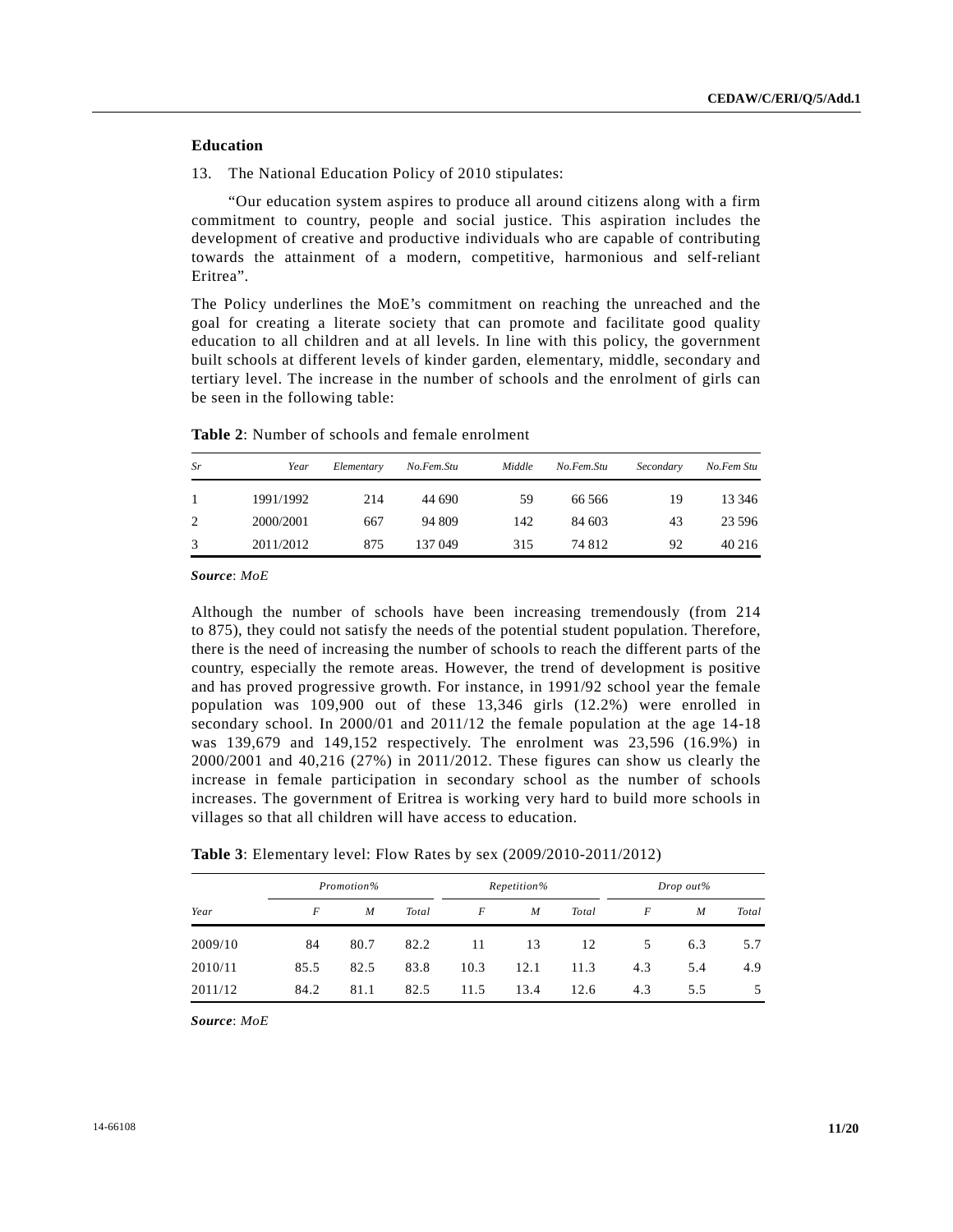## Education

13. The National Education Policy of 2010 stipulates:

"Our education system aspires to produce all around citizens along with a firm commitment to country, people and social justice. This aspiration includes the development of creative and productive individuals who are capable of contributing towards the attainment of a modern, competitive, harmonious and self-reliant Eritrea".

The Policy underlines the MoE's commitment on reaching the unreached and the goal for creating a literate society that can promote and facilitate good quality education to all children and at all levels. In line with this policy, the government built schools at different levels of kinder garden, elementary, middle, secondary and tertiary level. The increase in the number of schools and the enrolment of girls can be seen in the following table:

**Table 2**: Number of schools and female enrolment

| *Sr* | *Year* | *Elementary* | *No.Fem.Stu* | *Middle* | *No.Fem.Stu* | *Secondary* | *No.Fem Stu* |
|---|---|---|---|---|---|---|---|
| 1 | 1991/1992 | 214 | 44 690 | 59 | 66 566 | 19 | 13 346 |
| 2 | 2000/2001 | 667 | 94 809 | 142 | 84 603 | 43 | 23 596 |
| 3 | 2011/2012 | 875 | 137 049 | 315 | 74 812 | 92 | 40 216 |

***Source***: *MoE*

Although the number of schools have been increasing tremendously (from 214 to 875), they could not satisfy the needs of the potential student population. Therefore, there is the need of increasing the number of schools to reach the different parts of the country, especially the remote areas. However, the trend of development is positive and has proved progressive growth. For instance, in 1991/92 school year the female population was 109,900 out of these 13,346 girls (12.2%) were enrolled in secondary school. In 2000/01 and 2011/12 the female population at the age 14-18 was 139,679 and 149,152 respectively. The enrolment was 23,596 (16.9%) in 2000/2001 and 40,216 (27%) in 2011/2012. These figures can show us clearly the increase in female participation in secondary school as the number of schools increases. The government of Eritrea is working very hard to build more schools in villages so that all children will have access to education.

**Table 3**: Elementary level: Flow Rates by sex (2009/2010-2011/2012)

| | *Promotion%* | | | *Repetition%* | | | *Drop out%* | | |
|---|---|---|---|---|---|---|---|---|---|
| *Year* | *F* | *M* | *Total* | *F* | *M* | *Total* | *F* | *M* | *Total* |
| 2009/10 | 84 | 80.7 | 82.2 | 11 | 13 | 12 | 5 | 6.3 | 5.7 |
| 2010/11 | 85.5 | 82.5 | 83.8 | 10.3 | 12.1 | 11.3 | 4.3 | 5.4 | 4.9 |
| 2011/12 | 84.2 | 81.1 | 82.5 | 11.5 | 13.4 | 12.6 | 4.3 | 5.5 | 5 |

***Source***: *MoE*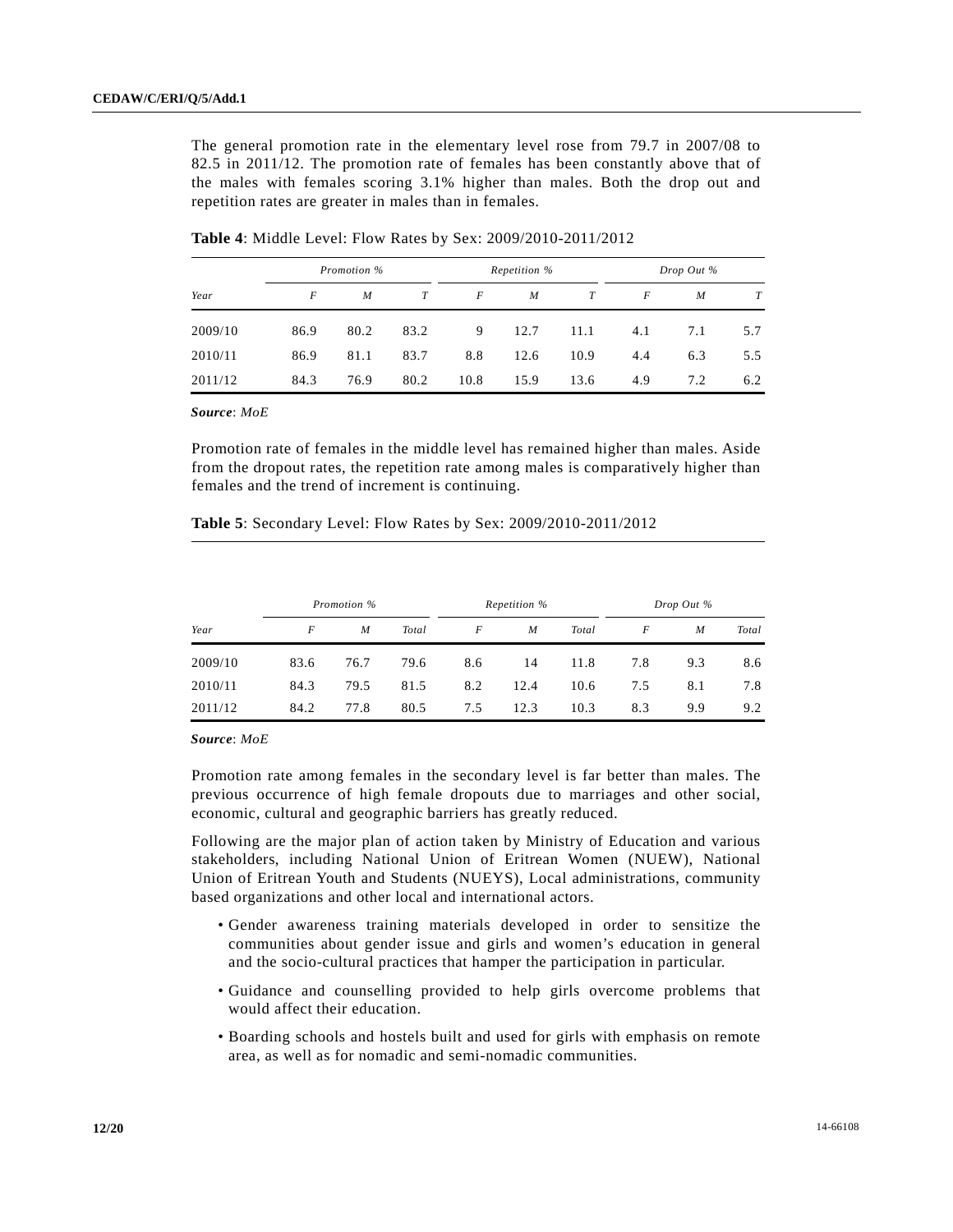The general promotion rate in the elementary level rose from 79.7 in 2007/08 to 82.5 in 2011/12. The promotion rate of females has been constantly above that of the males with females scoring 3.1% higher than males. Both the drop out and repetition rates are greater in males than in females.

**Table 4**: Middle Level: Flow Rates by Sex: 2009/2010-2011/2012

| Year | *Promotion %* | | | *Repetition %* | | | *Drop Out %* | | |
|---|---|---|---|---|---|---|---|---|---|
| | *F* | *M* | *T* | *F* | *M* | *T* | *F* | *M* | *T* |
| 2009/10 | 86.9 | 80.2 | 83.2 | 9 | 12.7 | 11.1 | 4.1 | 7.1 | 5.7 |
| 2010/11 | 86.9 | 81.1 | 83.7 | 8.8 | 12.6 | 10.9 | 4.4 | 6.3 | 5.5 |
| 2011/12 | 84.3 | 76.9 | 80.2 | 10.8 | 15.9 | 13.6 | 4.9 | 7.2 | 6.2 |

***Source***: *MoE*

Promotion rate of females in the middle level has remained higher than males. Aside from the dropout rates, the repetition rate among males is comparatively higher than females and the trend of increment is continuing.

**Table 5**: Secondary Level: Flow Rates by Sex: 2009/2010-2011/2012

| Year | *Promotion %* | | | *Repetition %* | | | *Drop Out %* | | |
|---|---|---|---|---|---|---|---|---|---|
| | *F* | *M* | *Total* | *F* | *M* | *Total* | *F* | *M* | *Total* |
| 2009/10 | 83.6 | 76.7 | 79.6 | 8.6 | 14 | 11.8 | 7.8 | 9.3 | 8.6 |
| 2010/11 | 84.3 | 79.5 | 81.5 | 8.2 | 12.4 | 10.6 | 7.5 | 8.1 | 7.8 |
| 2011/12 | 84.2 | 77.8 | 80.5 | 7.5 | 12.3 | 10.3 | 8.3 | 9.9 | 9.2 |

***Source***: *MoE*

Promotion rate among females in the secondary level is far better than males. The previous occurrence of high female dropouts due to marriages and other social, economic, cultural and geographic barriers has greatly reduced.

Following are the major plan of action taken by Ministry of Education and various stakeholders, including National Union of Eritrean Women (NUEW), National Union of Eritrean Youth and Students (NUEYS), Local administrations, community based organizations and other local and international actors.

- Gender awareness training materials developed in order to sensitize the communities about gender issue and girls and women's education in general and the socio-cultural practices that hamper the participation in particular.
- Guidance and counselling provided to help girls overcome problems that would affect their education.
- Boarding schools and hostels built and used for girls with emphasis on remote area, as well as for nomadic and semi-nomadic communities.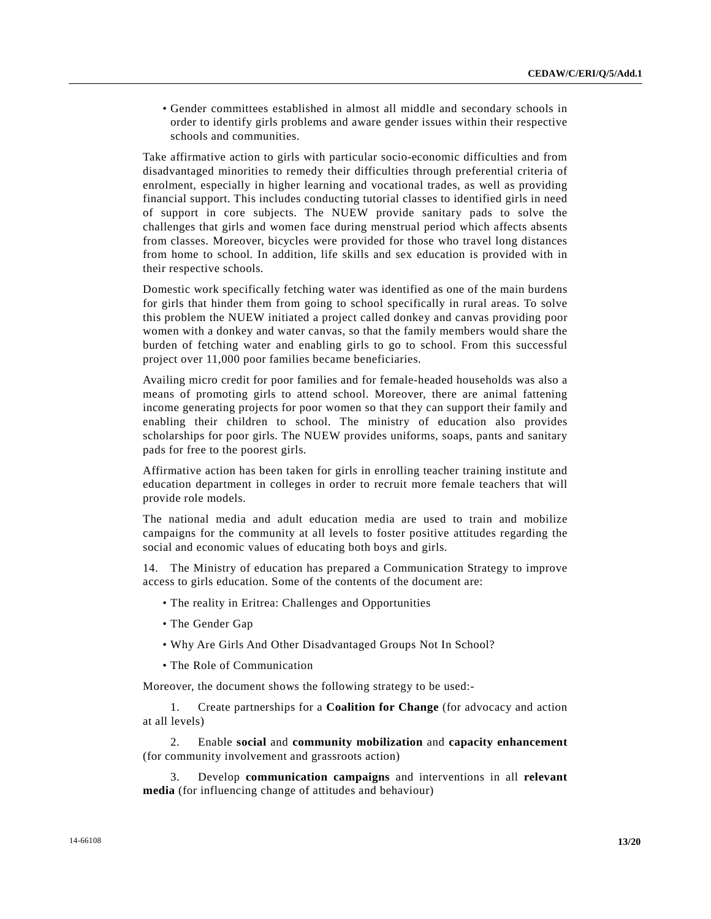- Gender committees established in almost all middle and secondary schools in order to identify girls problems and aware gender issues within their respective schools and communities.

Take affirmative action to girls with particular socio-economic difficulties and from disadvantaged minorities to remedy their difficulties through preferential criteria of enrolment, especially in higher learning and vocational trades, as well as providing financial support. This includes conducting tutorial classes to identified girls in need of support in core subjects. The NUEW provide sanitary pads to solve the challenges that girls and women face during menstrual period which affects absents from classes. Moreover, bicycles were provided for those who travel long distances from home to school. In addition, life skills and sex education is provided with in their respective schools.

Domestic work specifically fetching water was identified as one of the main burdens for girls that hinder them from going to school specifically in rural areas. To solve this problem the NUEW initiated a project called donkey and canvas providing poor women with a donkey and water canvas, so that the family members would share the burden of fetching water and enabling girls to go to school. From this successful project over 11,000 poor families became beneficiaries.

Availing micro credit for poor families and for female-headed households was also a means of promoting girls to attend school. Moreover, there are animal fattening income generating projects for poor women so that they can support their family and enabling their children to school. The ministry of education also provides scholarships for poor girls. The NUEW provides uniforms, soaps, pants and sanitary pads for free to the poorest girls.

Affirmative action has been taken for girls in enrolling teacher training institute and education department in colleges in order to recruit more female teachers that will provide role models.

The national media and adult education media are used to train and mobilize campaigns for the community at all levels to foster positive attitudes regarding the social and economic values of educating both boys and girls.

14. The Ministry of education has prepared a Communication Strategy to improve access to girls education. Some of the contents of the document are:

- The reality in Eritrea: Challenges and Opportunities
- The Gender Gap
- Why Are Girls And Other Disadvantaged Groups Not In School?
- The Role of Communication

Moreover, the document shows the following strategy to be used:-

1. Create partnerships for a **Coalition for Change** (for advocacy and action at all levels)

2. Enable **social** and **community mobilization** and **capacity enhancement** (for community involvement and grassroots action)

3. Develop **communication campaigns** and interventions in all **relevant media** (for influencing change of attitudes and behaviour)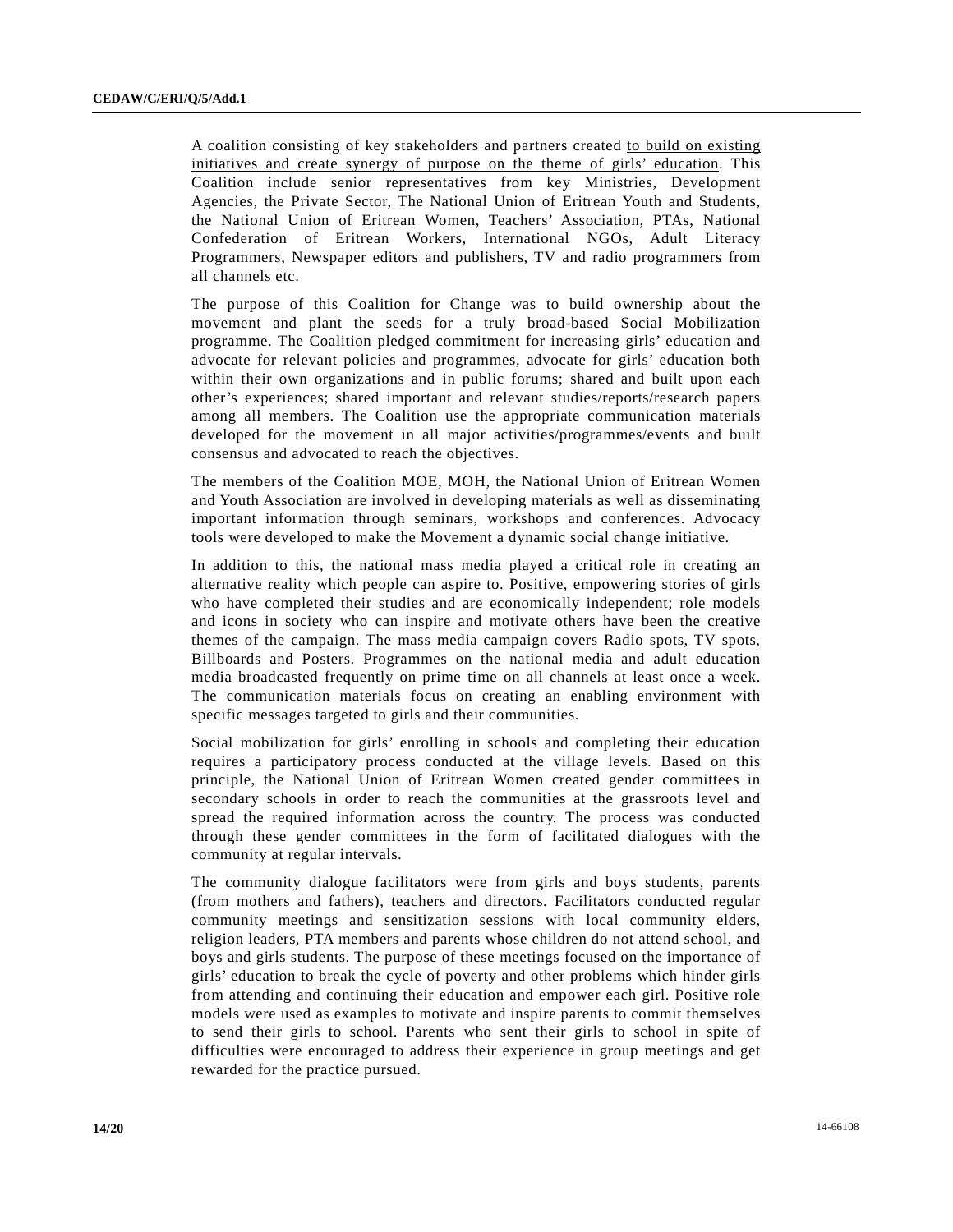A coalition consisting of key stakeholders and partners created <u>to build on existing initiatives and create synergy of purpose on the theme of girls' education</u>. This Coalition include senior representatives from key Ministries, Development Agencies, the Private Sector, The National Union of Eritrean Youth and Students, the National Union of Eritrean Women, Teachers' Association, PTAs, National Confederation of Eritrean Workers, International NGOs, Adult Literacy Programmers, Newspaper editors and publishers, TV and radio programmers from all channels etc.

The purpose of this Coalition for Change was to build ownership about the movement and plant the seeds for a truly broad-based Social Mobilization programme. The Coalition pledged commitment for increasing girls' education and advocate for relevant policies and programmes, advocate for girls' education both within their own organizations and in public forums; shared and built upon each other's experiences; shared important and relevant studies/reports/research papers among all members. The Coalition use the appropriate communication materials developed for the movement in all major activities/programmes/events and built consensus and advocated to reach the objectives.

The members of the Coalition MOE, MOH, the National Union of Eritrean Women and Youth Association are involved in developing materials as well as disseminating important information through seminars, workshops and conferences. Advocacy tools were developed to make the Movement a dynamic social change initiative.

In addition to this, the national mass media played a critical role in creating an alternative reality which people can aspire to. Positive, empowering stories of girls who have completed their studies and are economically independent; role models and icons in society who can inspire and motivate others have been the creative themes of the campaign. The mass media campaign covers Radio spots, TV spots, Billboards and Posters. Programmes on the national media and adult education media broadcasted frequently on prime time on all channels at least once a week. The communication materials focus on creating an enabling environment with specific messages targeted to girls and their communities.

Social mobilization for girls' enrolling in schools and completing their education requires a participatory process conducted at the village levels. Based on this principle, the National Union of Eritrean Women created gender committees in secondary schools in order to reach the communities at the grassroots level and spread the required information across the country. The process was conducted through these gender committees in the form of facilitated dialogues with the community at regular intervals.

The community dialogue facilitators were from girls and boys students, parents (from mothers and fathers), teachers and directors. Facilitators conducted regular community meetings and sensitization sessions with local community elders, religion leaders, PTA members and parents whose children do not attend school, and boys and girls students. The purpose of these meetings focused on the importance of girls' education to break the cycle of poverty and other problems which hinder girls from attending and continuing their education and empower each girl. Positive role models were used as examples to motivate and inspire parents to commit themselves to send their girls to school. Parents who sent their girls to school in spite of difficulties were encouraged to address their experience in group meetings and get rewarded for the practice pursued.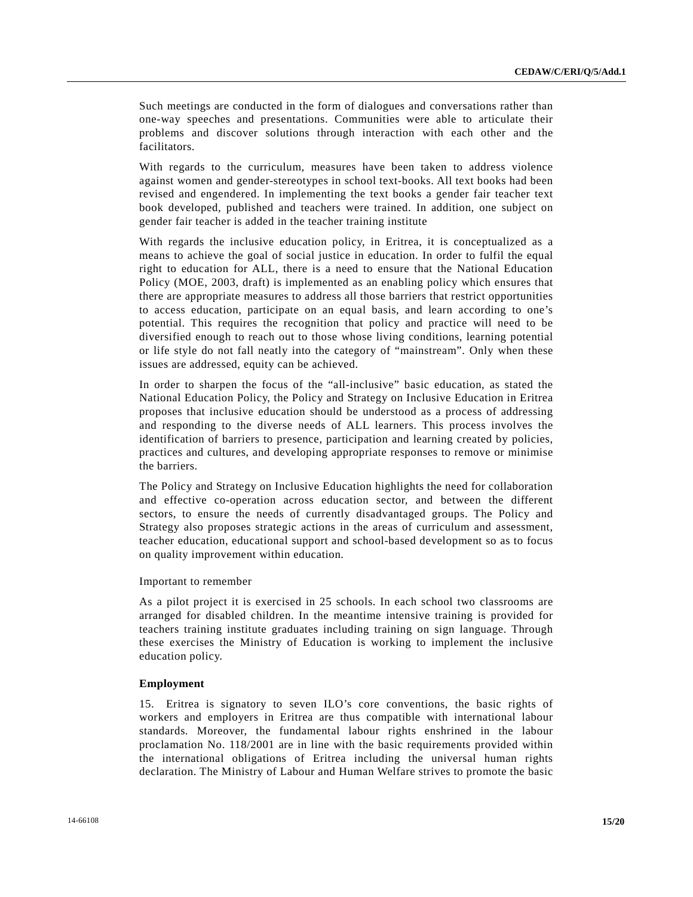Such meetings are conducted in the form of dialogues and conversations rather than one-way speeches and presentations. Communities were able to articulate their problems and discover solutions through interaction with each other and the facilitators.

With regards to the curriculum, measures have been taken to address violence against women and gender-stereotypes in school text-books. All text books had been revised and engendered. In implementing the text books a gender fair teacher text book developed, published and teachers were trained. In addition, one subject on gender fair teacher is added in the teacher training institute

With regards the inclusive education policy, in Eritrea, it is conceptualized as a means to achieve the goal of social justice in education. In order to fulfil the equal right to education for ALL, there is a need to ensure that the National Education Policy (MOE, 2003, draft) is implemented as an enabling policy which ensures that there are appropriate measures to address all those barriers that restrict opportunities to access education, participate on an equal basis, and learn according to one's potential. This requires the recognition that policy and practice will need to be diversified enough to reach out to those whose living conditions, learning potential or life style do not fall neatly into the category of "mainstream". Only when these issues are addressed, equity can be achieved.

In order to sharpen the focus of the "all-inclusive" basic education, as stated the National Education Policy, the Policy and Strategy on Inclusive Education in Eritrea proposes that inclusive education should be understood as a process of addressing and responding to the diverse needs of ALL learners. This process involves the identification of barriers to presence, participation and learning created by policies, practices and cultures, and developing appropriate responses to remove or minimise the barriers.

The Policy and Strategy on Inclusive Education highlights the need for collaboration and effective co-operation across education sector, and between the different sectors, to ensure the needs of currently disadvantaged groups. The Policy and Strategy also proposes strategic actions in the areas of curriculum and assessment, teacher education, educational support and school-based development so as to focus on quality improvement within education.

Important to remember

As a pilot project it is exercised in 25 schools. In each school two classrooms are arranged for disabled children. In the meantime intensive training is provided for teachers training institute graduates including training on sign language. Through these exercises the Ministry of Education is working to implement the inclusive education policy.

**Employment**

15. Eritrea is signatory to seven ILO's core conventions, the basic rights of workers and employers in Eritrea are thus compatible with international labour standards. Moreover, the fundamental labour rights enshrined in the labour proclamation No. 118/2001 are in line with the basic requirements provided within the international obligations of Eritrea including the universal human rights declaration. The Ministry of Labour and Human Welfare strives to promote the basic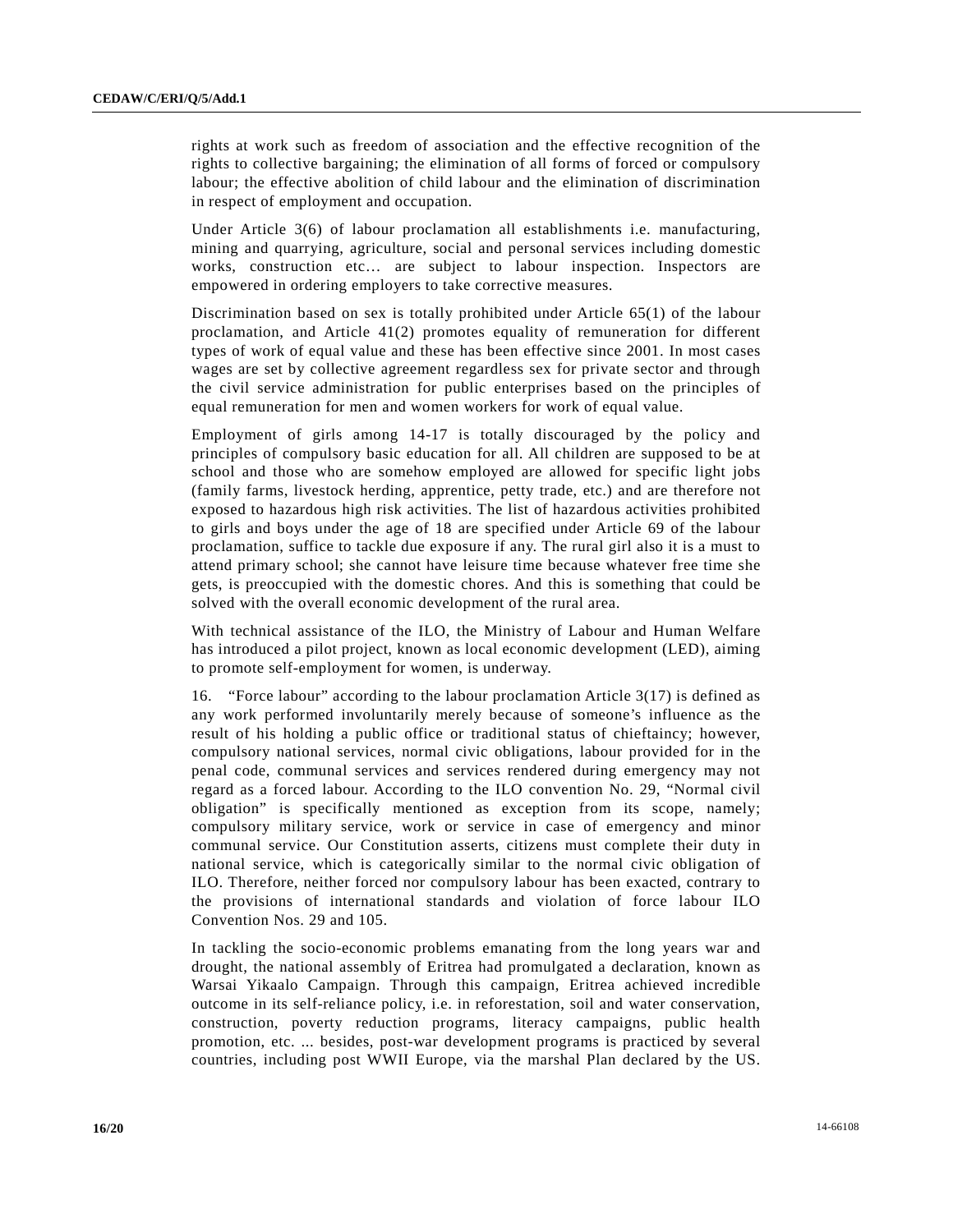rights at work such as freedom of association and the effective recognition of the rights to collective bargaining; the elimination of all forms of forced or compulsory labour; the effective abolition of child labour and the elimination of discrimination in respect of employment and occupation.

Under Article 3(6) of labour proclamation all establishments i.e. manufacturing, mining and quarrying, agriculture, social and personal services including domestic works, construction etc… are subject to labour inspection. Inspectors are empowered in ordering employers to take corrective measures.

Discrimination based on sex is totally prohibited under Article 65(1) of the labour proclamation, and Article 41(2) promotes equality of remuneration for different types of work of equal value and these has been effective since 2001. In most cases wages are set by collective agreement regardless sex for private sector and through the civil service administration for public enterprises based on the principles of equal remuneration for men and women workers for work of equal value.

Employment of girls among 14-17 is totally discouraged by the policy and principles of compulsory basic education for all. All children are supposed to be at school and those who are somehow employed are allowed for specific light jobs (family farms, livestock herding, apprentice, petty trade, etc.) and are therefore not exposed to hazardous high risk activities. The list of hazardous activities prohibited to girls and boys under the age of 18 are specified under Article 69 of the labour proclamation, suffice to tackle due exposure if any. The rural girl also it is a must to attend primary school; she cannot have leisure time because whatever free time she gets, is preoccupied with the domestic chores. And this is something that could be solved with the overall economic development of the rural area.

With technical assistance of the ILO, the Ministry of Labour and Human Welfare has introduced a pilot project, known as local economic development (LED), aiming to promote self-employment for women, is underway.

16. "Force labour" according to the labour proclamation Article 3(17) is defined as any work performed involuntarily merely because of someone's influence as the result of his holding a public office or traditional status of chieftaincy; however, compulsory national services, normal civic obligations, labour provided for in the penal code, communal services and services rendered during emergency may not regard as a forced labour. According to the ILO convention No. 29, "Normal civil obligation" is specifically mentioned as exception from its scope, namely; compulsory military service, work or service in case of emergency and minor communal service. Our Constitution asserts, citizens must complete their duty in national service, which is categorically similar to the normal civic obligation of ILO. Therefore, neither forced nor compulsory labour has been exacted, contrary to the provisions of international standards and violation of force labour ILO Convention Nos. 29 and 105.

In tackling the socio-economic problems emanating from the long years war and drought, the national assembly of Eritrea had promulgated a declaration, known as Warsai Yikaalo Campaign. Through this campaign, Eritrea achieved incredible outcome in its self-reliance policy, i.e. in reforestation, soil and water conservation, construction, poverty reduction programs, literacy campaigns, public health promotion, etc. ... besides, post-war development programs is practiced by several countries, including post WWII Europe, via the marshal Plan declared by the US.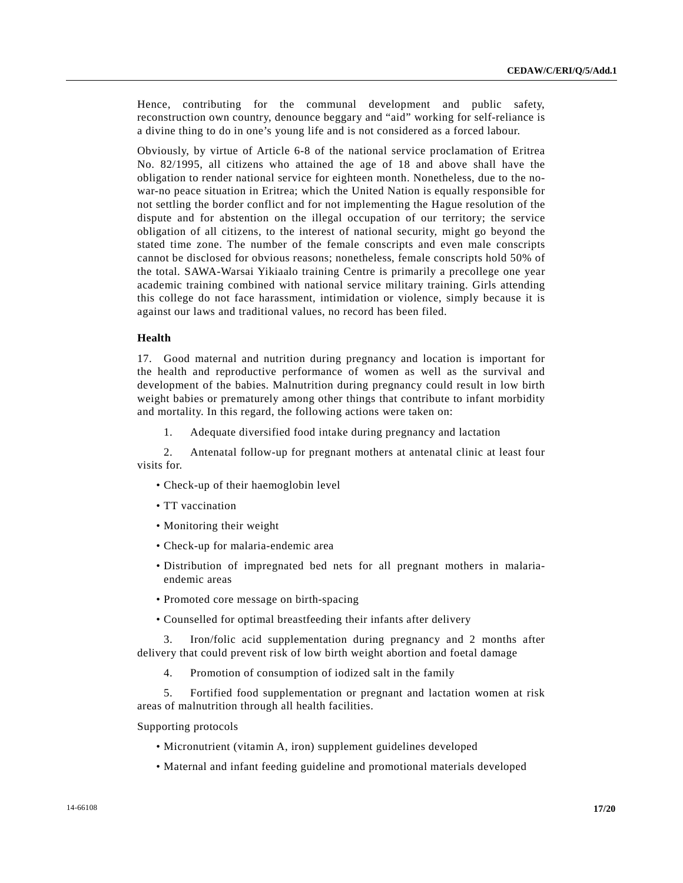Hence, contributing for the communal development and public safety, reconstruction own country, denounce beggary and "aid" working for self-reliance is a divine thing to do in one's young life and is not considered as a forced labour.

Obviously, by virtue of Article 6-8 of the national service proclamation of Eritrea No. 82/1995, all citizens who attained the age of 18 and above shall have the obligation to render national service for eighteen month. Nonetheless, due to the no-war-no peace situation in Eritrea; which the United Nation is equally responsible for not settling the border conflict and for not implementing the Hague resolution of the dispute and for abstention on the illegal occupation of our territory; the service obligation of all citizens, to the interest of national security, might go beyond the stated time zone. The number of the female conscripts and even male conscripts cannot be disclosed for obvious reasons; nonetheless, female conscripts hold 50% of the total. SAWA-Warsai Yikiaalo training Centre is primarily a precollege one year academic training combined with national service military training. Girls attending this college do not face harassment, intimidation or violence, simply because it is against our laws and traditional values, no record has been filed.

### Health

17. Good maternal and nutrition during pregnancy and location is important for the health and reproductive performance of women as well as the survival and development of the babies. Malnutrition during pregnancy could result in low birth weight babies or prematurely among other things that contribute to infant morbidity and mortality. In this regard, the following actions were taken on:

1. Adequate diversified food intake during pregnancy and lactation

2. Antenatal follow-up for pregnant mothers at antenatal clinic at least four visits for.

   - Check-up of their haemoglobin level
   - TT vaccination
   - Monitoring their weight
   - Check-up for malaria-endemic area
   - Distribution of impregnated bed nets for all pregnant mothers in malaria-endemic areas
   - Promoted core message on birth-spacing
   - Counselled for optimal breastfeeding their infants after delivery

3. Iron/folic acid supplementation during pregnancy and 2 months after delivery that could prevent risk of low birth weight abortion and foetal damage

4. Promotion of consumption of iodized salt in the family

5. Fortified food supplementation or pregnant and lactation women at risk areas of malnutrition through all health facilities.

Supporting protocols

- Micronutrient (vitamin A, iron) supplement guidelines developed
- Maternal and infant feeding guideline and promotional materials developed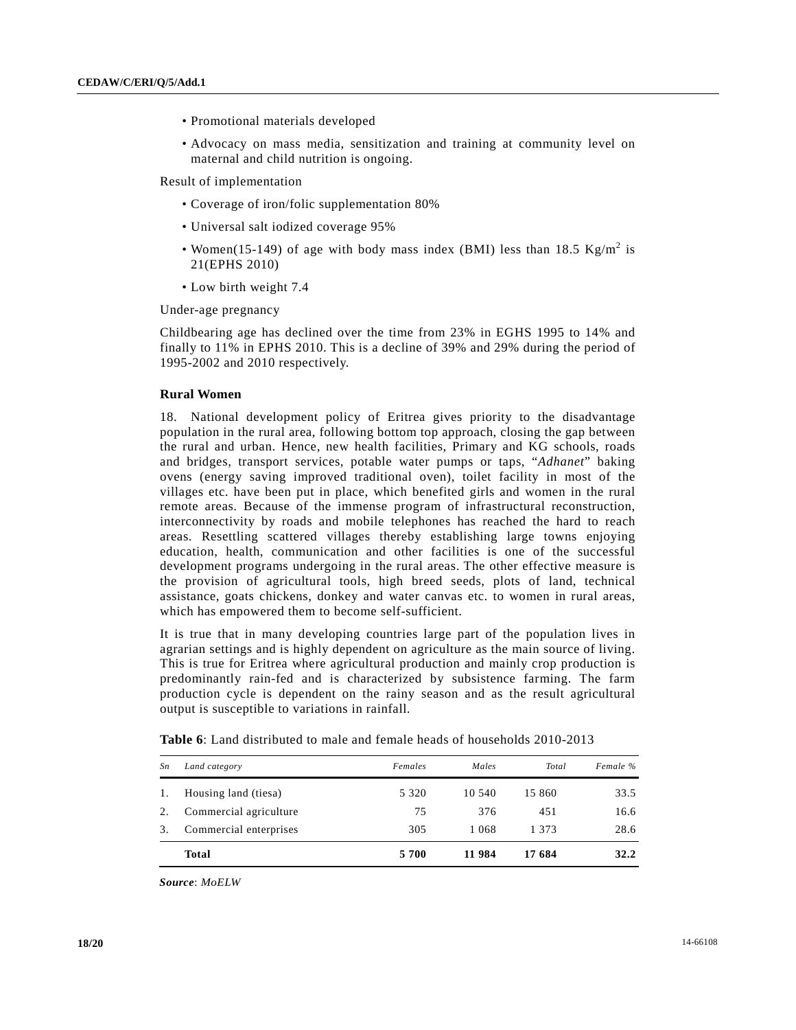- Promotional materials developed
- Advocacy on mass media, sensitization and training at community level on maternal and child nutrition is ongoing.

Result of implementation

- Coverage of iron/folic supplementation 80%
- Universal salt iodized coverage 95%
- Women(15-149) of age with body mass index (BMI) less than 18.5 $Kg/m^2$ is 21(EPHS 2010)
- Low birth weight 7.4

Under-age pregnancy

Childbearing age has declined over the time from 23% in EGHS 1995 to 14% and finally to 11% in EPHS 2010. This is a decline of 39% and 29% during the period of 1995-2002 and 2010 respectively.

**Rural Women**

18. National development policy of Eritrea gives priority to the disadvantage population in the rural area, following bottom top approach, closing the gap between the rural and urban. Hence, new health facilities, Primary and KG schools, roads and bridges, transport services, potable water pumps or taps, "*Adhanet*" baking ovens (energy saving improved traditional oven), toilet facility in most of the villages etc. have been put in place, which benefited girls and women in the rural remote areas. Because of the immense program of infrastructural reconstruction, interconnectivity by roads and mobile telephones has reached the hard to reach areas. Resettling scattered villages thereby establishing large towns enjoying education, health, communication and other facilities is one of the successful development programs undergoing in the rural areas. The other effective measure is the provision of agricultural tools, high breed seeds, plots of land, technical assistance, goats chickens, donkey and water canvas etc. to women in rural areas, which has empowered them to become self-sufficient.

It is true that in many developing countries large part of the population lives in agrarian settings and is highly dependent on agriculture as the main source of living. This is true for Eritrea where agricultural production and mainly crop production is predominantly rain-fed and is characterized by subsistence farming. The farm production cycle is dependent on the rainy season and as the result agricultural output is susceptible to variations in rainfall.

**Table 6**: Land distributed to male and female heads of households 2010-2013

| *Sn* | *Land category* | *Females* | *Males* | *Total* | *Female %* |
|---|---|---|---|---|---|
| 1. | Housing land (tiesa) | 5 320 | 10 540 | 15 860 | 33.5 |
| 2. | Commercial agriculture | 75 | 376 | 451 | 16.6 |
| 3. | Commercial enterprises | 305 | 1 068 | 1 373 | 28.6 |
| | **Total** | **5 700** | **11 984** | **17 684** | **32.2** |

***Source***: *MoELW*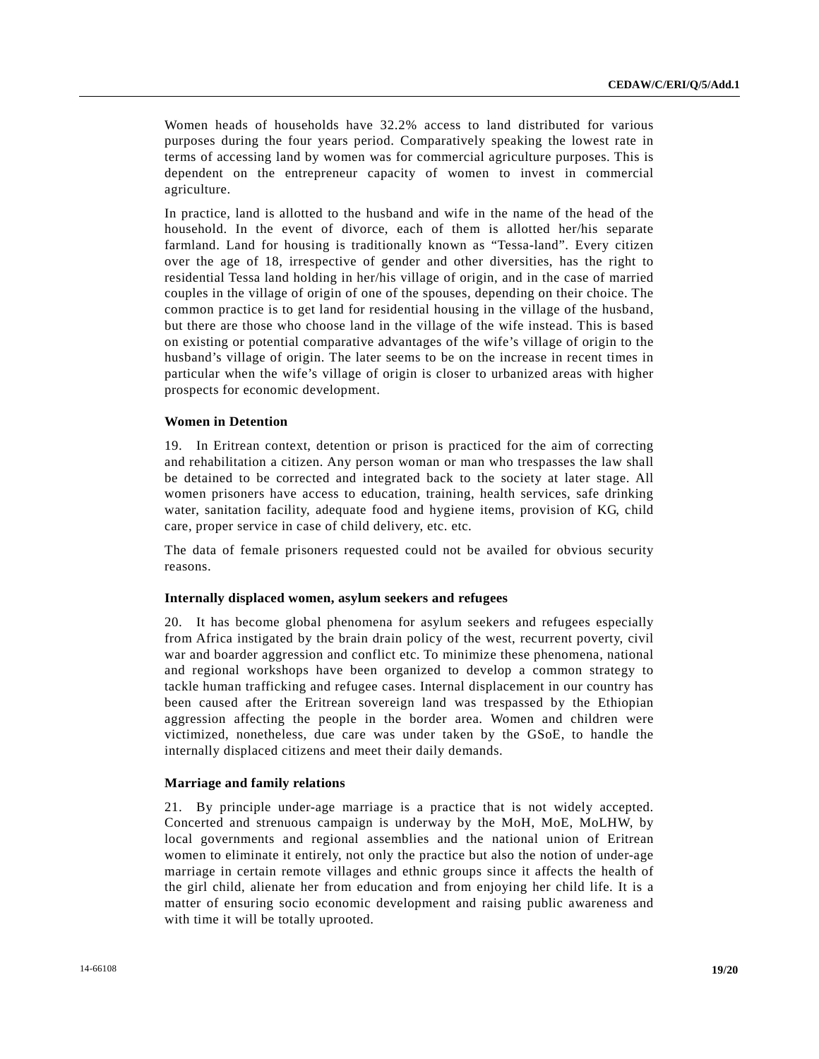Women heads of households have 32.2% access to land distributed for various purposes during the four years period. Comparatively speaking the lowest rate in terms of accessing land by women was for commercial agriculture purposes. This is dependent on the entrepreneur capacity of women to invest in commercial agriculture.

In practice, land is allotted to the husband and wife in the name of the head of the household. In the event of divorce, each of them is allotted her/his separate farmland. Land for housing is traditionally known as "Tessa-land". Every citizen over the age of 18, irrespective of gender and other diversities, has the right to residential Tessa land holding in her/his village of origin, and in the case of married couples in the village of origin of one of the spouses, depending on their choice. The common practice is to get land for residential housing in the village of the husband, but there are those who choose land in the village of the wife instead. This is based on existing or potential comparative advantages of the wife's village of origin to the husband's village of origin. The later seems to be on the increase in recent times in particular when the wife's village of origin is closer to urbanized areas with higher prospects for economic development.

**Women in Detention**

19. In Eritrean context, detention or prison is practiced for the aim of correcting and rehabilitation a citizen. Any person woman or man who trespasses the law shall be detained to be corrected and integrated back to the society at later stage. All women prisoners have access to education, training, health services, safe drinking water, sanitation facility, adequate food and hygiene items, provision of KG, child care, proper service in case of child delivery, etc. etc.

The data of female prisoners requested could not be availed for obvious security reasons.

**Internally displaced women, asylum seekers and refugees**

20. It has become global phenomena for asylum seekers and refugees especially from Africa instigated by the brain drain policy of the west, recurrent poverty, civil war and boarder aggression and conflict etc. To minimize these phenomena, national and regional workshops have been organized to develop a common strategy to tackle human trafficking and refugee cases. Internal displacement in our country has been caused after the Eritrean sovereign land was trespassed by the Ethiopian aggression affecting the people in the border area. Women and children were victimized, nonetheless, due care was under taken by the GSoE, to handle the internally displaced citizens and meet their daily demands.

**Marriage and family relations**

21. By principle under-age marriage is a practice that is not widely accepted. Concerted and strenuous campaign is underway by the MoH, MoE, MoLHW, by local governments and regional assemblies and the national union of Eritrean women to eliminate it entirely, not only the practice but also the notion of under-age marriage in certain remote villages and ethnic groups since it affects the health of the girl child, alienate her from education and from enjoying her child life. It is a matter of ensuring socio economic development and raising public awareness and with time it will be totally uprooted.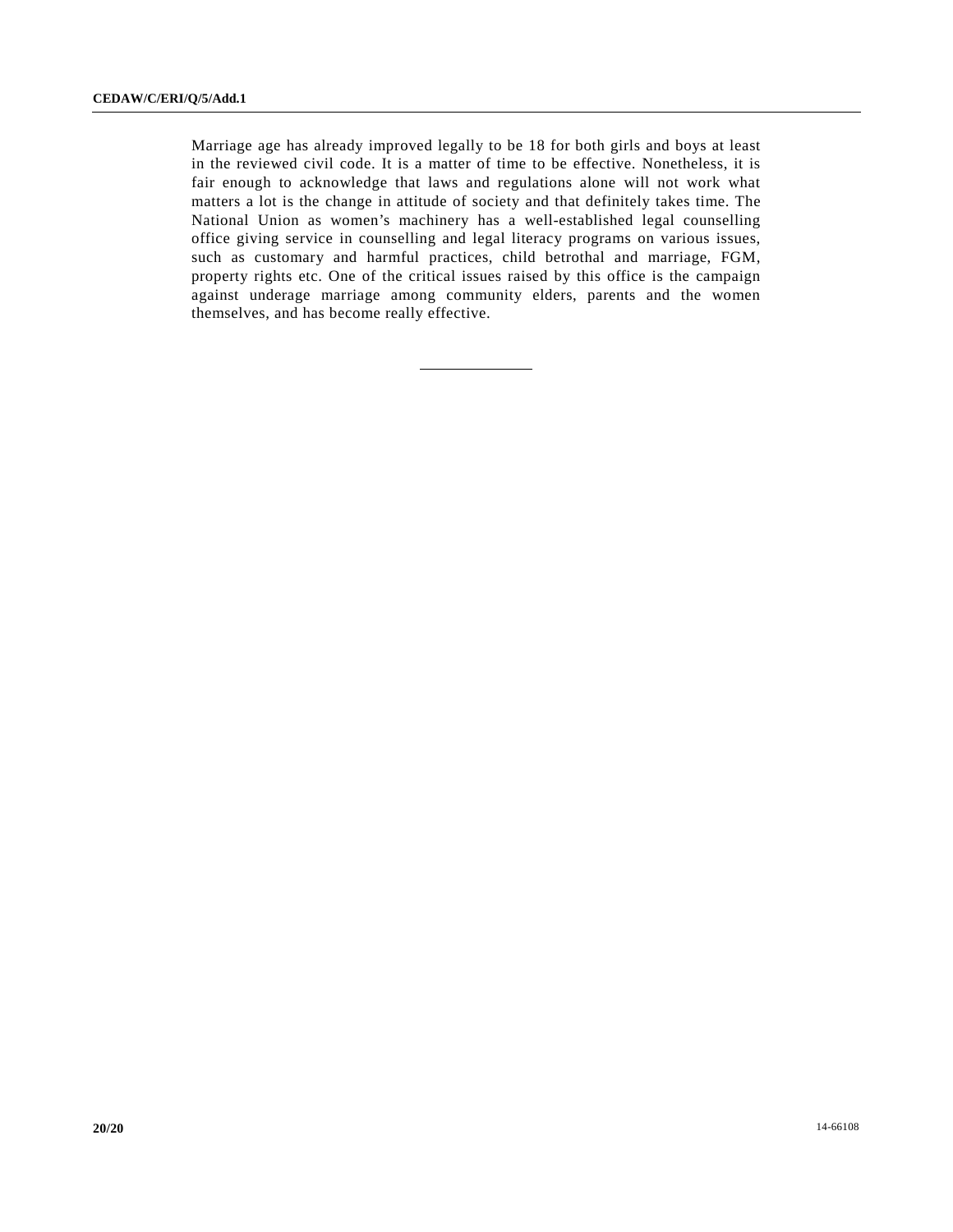Marriage age has already improved legally to be 18 for both girls and boys at least in the reviewed civil code. It is a matter of time to be effective. Nonetheless, it is fair enough to acknowledge that laws and regulations alone will not work what matters a lot is the change in attitude of society and that definitely takes time. The National Union as women's machinery has a well-established legal counselling office giving service in counselling and legal literacy programs on various issues, such as customary and harmful practices, child betrothal and marriage, FGM, property rights etc. One of the critical issues raised by this office is the campaign against underage marriage among community elders, parents and the women themselves, and has become really effective.